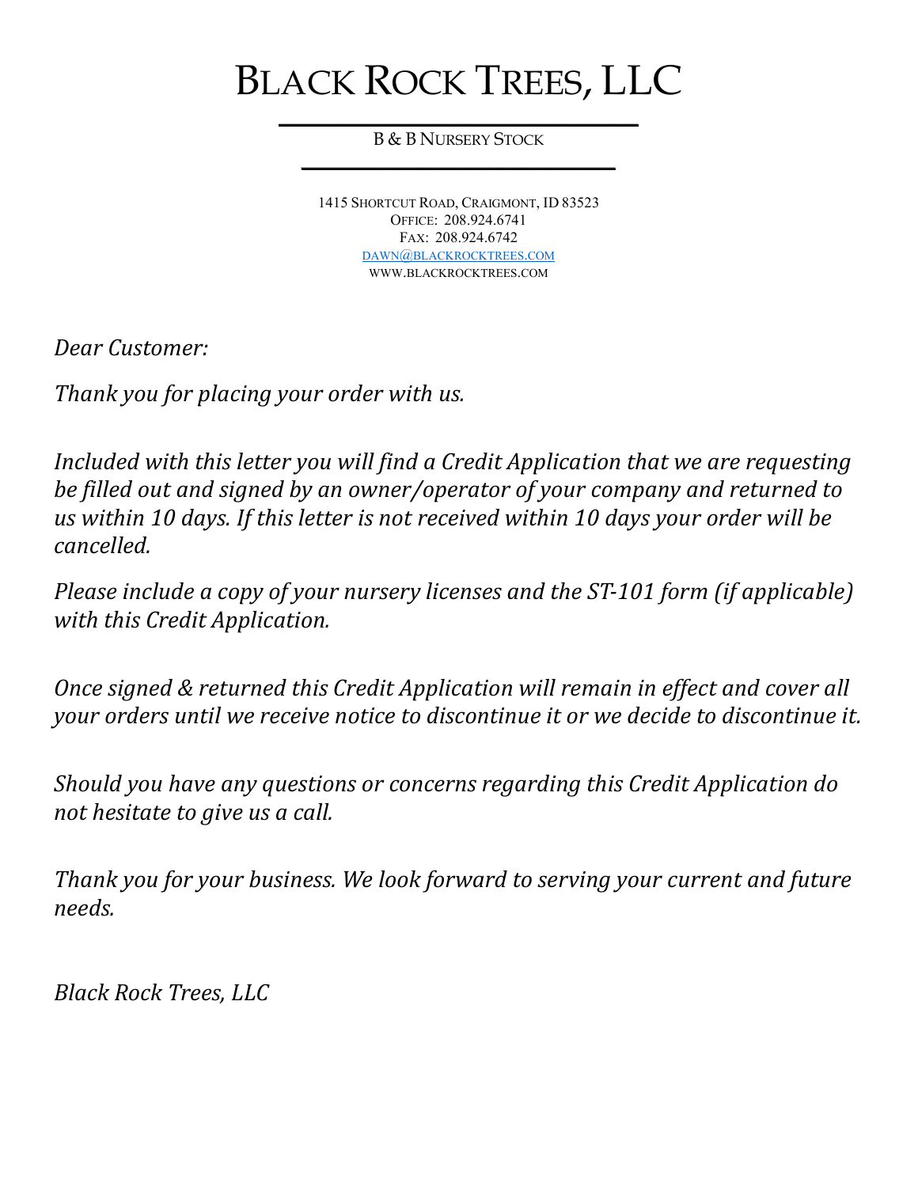# Black Rock Trees, LLC

B & B Nursery Stock

1415 Shortcut Road, Craigmont, ID 83523
Office: 208.924.6741
Fax: 208.924.6742
dawn@blackrocktrees.com
www.blackrocktrees.com

*Dear Customer:*

*Thank you for placing your order with us.*

*Included with this letter you will find a Credit Application that we are requesting be filled out and signed by an owner/operator of your company and returned to us within 10 days. If this letter is not received within 10 days your order will be cancelled.*

*Please include a copy of your nursery licenses and the ST-101 form (if applicable) with this Credit Application.*

*Once signed & returned this Credit Application will remain in effect and cover all your orders until we receive notice to discontinue it or we decide to discontinue it.*

*Should you have any questions or concerns regarding this Credit Application do not hesitate to give us a call.*

*Thank you for your business. We look forward to serving your current and future needs.*

*Black Rock Trees, LLC*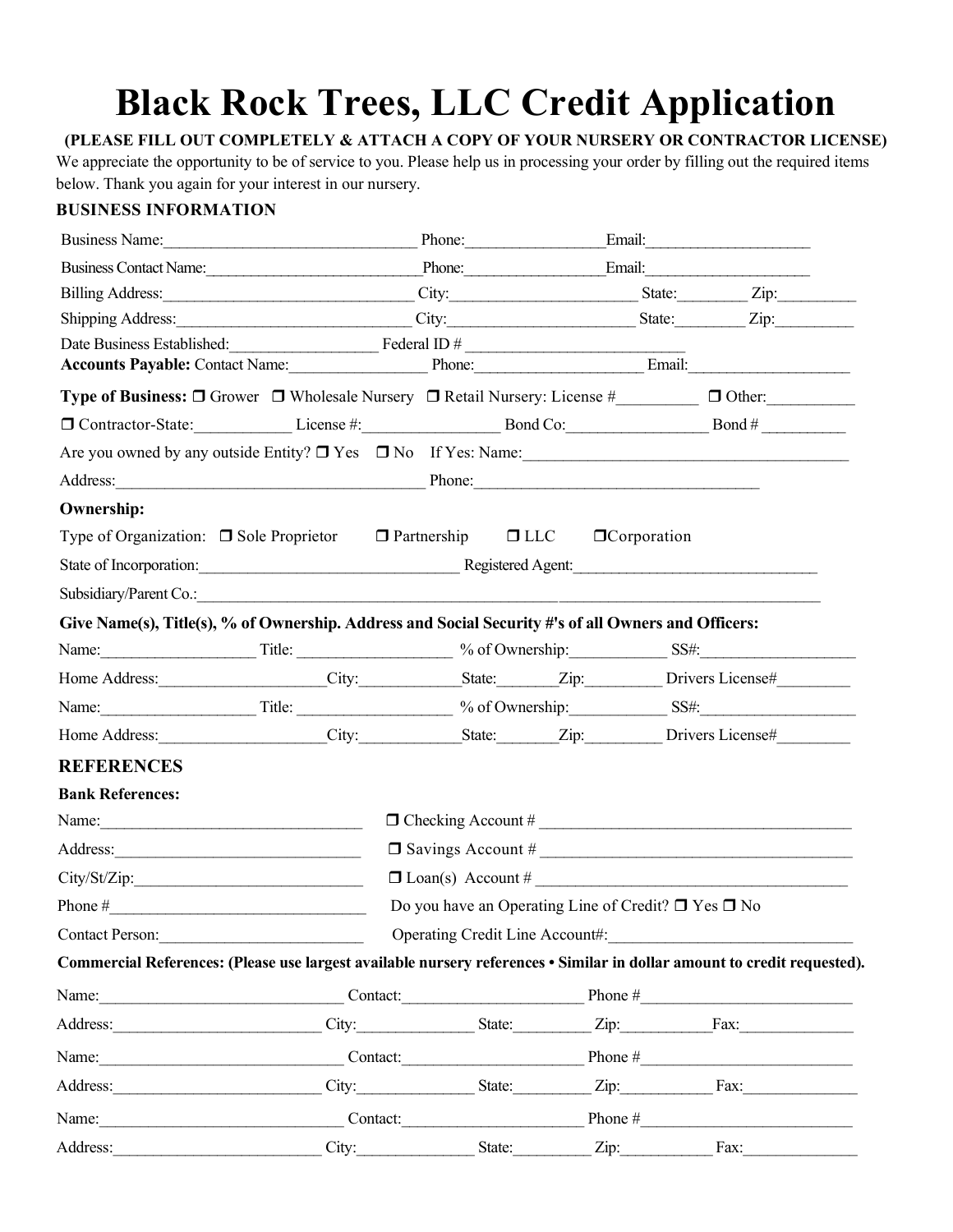# Black Rock Trees, LLC Credit Application

**(PLEASE FILL OUT COMPLETELY & ATTACH A COPY OF YOUR NURSERY OR CONTRACTOR LICENSE)**

We appreciate the opportunity to be of service to you. Please help us in processing your order by filling out the required items below. Thank you again for your interest in our nursery.

## BUSINESS INFORMATION

Business Name:________________________________ Phone:_________________Email:____________________

Business Contact Name:___________________________Phone:_________________Email:____________________

Billing Address:________________________________ City:________________________ State:_________ Zip:__________

Shipping Address:______________________________ City:________________________ State:_________ Zip:__________

Date Business Established:__________________ Federal ID # ____________________________

**Accounts Payable:** Contact Name:________________ Phone:_____________________ Email:____________________

**Type of Business:** ❒ Grower ❒ Wholesale Nursery ❒ Retail Nursery: License #__________ ❒ Other:___________

❒ Contractor-State:____________ License #:_________________ Bond Co:__________________ Bond # __________

Are you owned by any outside Entity? ❒ Yes ❒ No If Yes: Name:_________________________________________

Address:_________________________________________ Phone:____________________________________

**Ownership:**

Type of Organization: ❒ Sole Proprietor ❒ Partnership ❒ LLC ❒Corporation

State of Incorporation:________________________________ Registered Agent:______________________________

Subsidiary/Parent Co.:_____________________________________________________________________________

**Give Name(s), Title(s), % of Ownership. Address and Social Security #'s of all Owners and Officers:**

Name:___________________ Title: ___________________ % of Ownership:____________ SS#:___________________

Home Address:____________________City:____________State:_______Zip:_________ Drivers License#_________

Name:___________________ Title: ___________________ % of Ownership:____________ SS#:___________________

Home Address:____________________City:____________State:_______Zip:_________ Drivers License#_________

## REFERENCES

**Bank References:**

Name:_________________________________ ❒ Checking Account # ________________________________________

Address:_______________________________ ❒ Savings Account # ________________________________________

City/St/Zip:_____________________________ ❒ Loan(s) Account # ________________________________________

Phone #________________________________ Do you have an Operating Line of Credit? ❒ Yes ❒ No

Contact Person:__________________________ Operating Credit Line Account#:______________________________

**Commercial References: (Please use largest available nursery references • Similar in dollar amount to credit requested).**

Name:_______________________________ Contact:_______________________ Phone #___________________________

Address:___________________________ City:_______________ State:__________ Zip:___________Fax:______________

Name:_______________________________ Contact:_______________________ Phone #___________________________

Address:___________________________ City:_______________ State:__________ Zip:___________ Fax:______________

Name:_______________________________ Contact:_______________________ Phone #___________________________

Address:___________________________ City:_______________ State:__________ Zip:___________ Fax:______________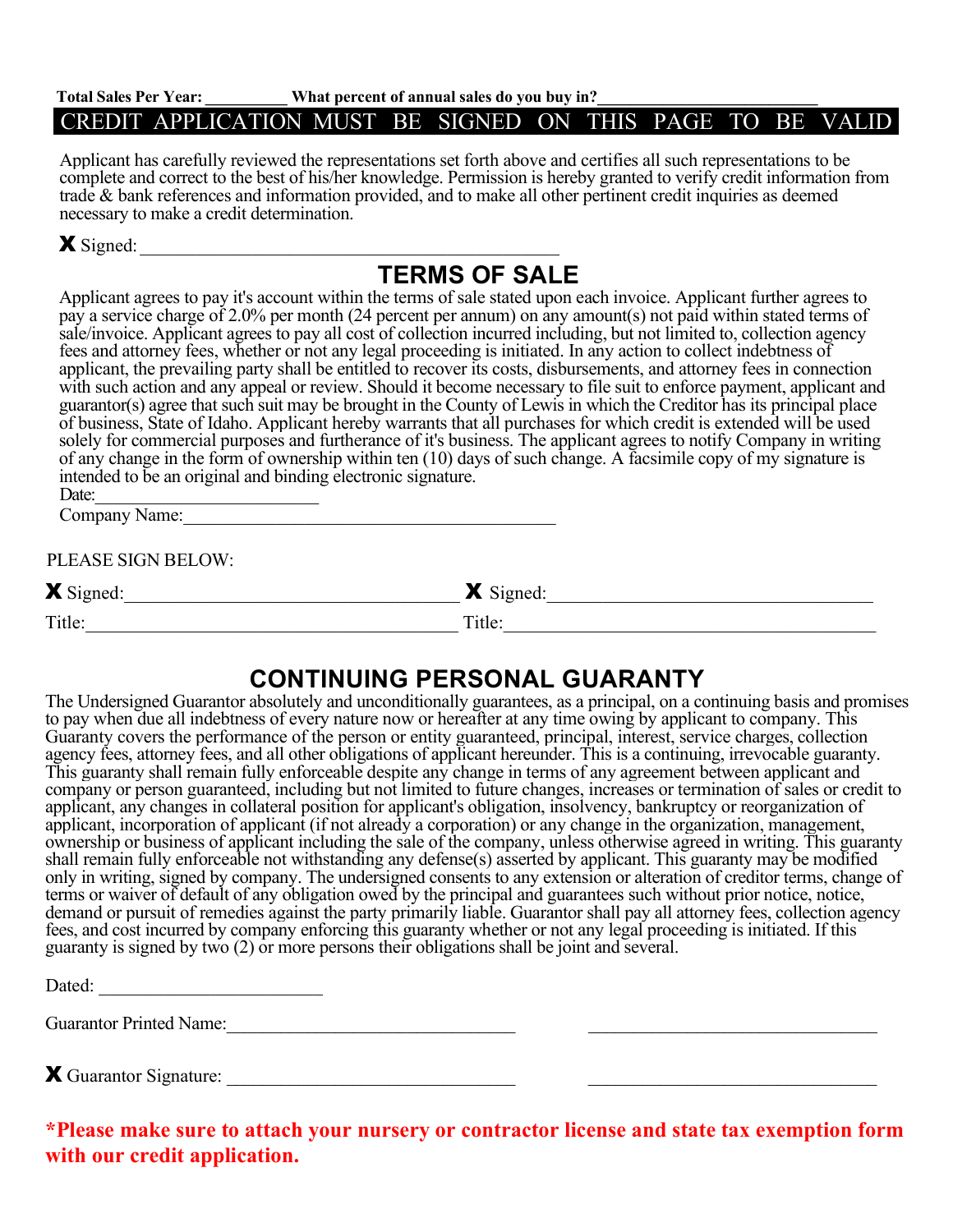**Total Sales Per Year:** __________ **What percent of annual sales do you buy in?**__________________________

CREDIT APPLICATION MUST BE SIGNED ON THIS PAGE TO BE VALID

Applicant has carefully reviewed the representations set forth above and certifies all such representations to be complete and correct to the best of his/her knowledge. Permission is hereby granted to verify credit information from trade & bank references and information provided, and to make all other pertinent credit inquiries as deemed necessary to make a credit determination.

**X** Signed: ______________________________________________

## TERMS OF SALE

Applicant agrees to pay it's account within the terms of sale stated upon each invoice. Applicant further agrees to pay a service charge of 2.0% per month (24 percent per annum) on any amount(s) not paid within stated terms of sale/invoice. Applicant agrees to pay all cost of collection incurred including, but not limited to, collection agency fees and attorney fees, whether or not any legal proceeding is initiated. In any action to collect indebtness of applicant, the prevailing party shall be entitled to recover its costs, disbursements, and attorney fees in connection with such action and any appeal or review. Should it become necessary to file suit to enforce payment, applicant and guarantor(s) agree that such suit may be brought in the County of Lewis in which the Creditor has its principal place of business, State of Idaho. Applicant hereby warrants that all purchases for which credit is extended will be used solely for commercial purposes and furtherance of it's business. The applicant agrees to notify Company in writing of any change in the form of ownership within ten (10) days of such change. A facsimile copy of my signature is intended to be an original and binding electronic signature.

Date:________________________

Company Name:________________________________________

PLEASE SIGN BELOW:

**X** Signed:____________________________________ **X** Signed:____________________________________

Title:________________________________________ Title:________________________________________

## CONTINUING PERSONAL GUARANTY

The Undersigned Guarantor absolutely and unconditionally guarantees, as a principal, on a continuing basis and promises to pay when due all indebtness of every nature now or hereafter at any time owing by applicant to company. This Guaranty covers the performance of the person or entity guaranteed, principal, interest, service charges, collection agency fees, attorney fees, and all other obligations of applicant hereunder. This is a continuing, irrevocable guaranty. This guaranty shall remain fully enforceable despite any change in terms of any agreement between applicant and company or person guaranteed, including but not limited to future changes, increases or termination of sales or credit to applicant, any changes in collateral position for applicant's obligation, insolvency, bankruptcy or reorganization of applicant, incorporation of applicant (if not already a corporation) or any change in the organization, management, ownership or business of applicant including the sale of the company, unless otherwise agreed in writing. This guaranty shall remain fully enforceable not withstanding any defense(s) asserted by applicant. This guaranty may be modified only in writing, signed by company. The undersigned consents to any extension or alteration of creditor terms, change of terms or waiver of default of any obligation owed by the principal and guarantees such without prior notice, notice, demand or pursuit of remedies against the party primarily liable. Guarantor shall pay all attorney fees, collection agency fees, and cost incurred by company enforcing this guaranty whether or not any legal proceeding is initiated. If this guaranty is signed by two (2) or more persons their obligations shall be joint and several.

Dated: ________________________

Guarantor Printed Name:______________________________ ______________________________

**X** Guarantor Signature: ______________________________ ______________________________

***Please make sure to attach your nursery or contractor license and state tax exemption form with our credit application.**